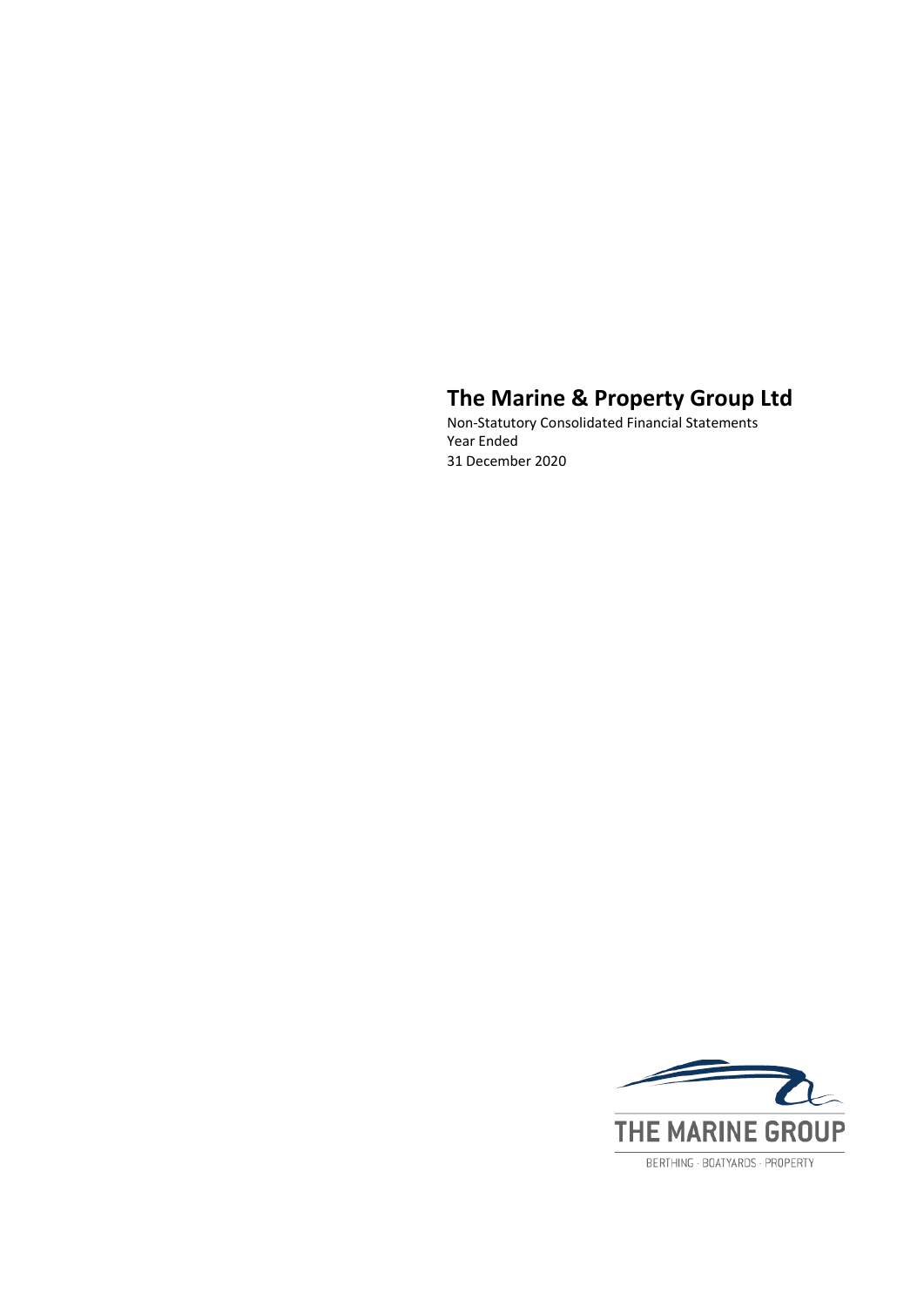# The Marine & Property Group Ltd

Non-Statutory Consolidated Financial Statements
Year Ended
31 December 2020

THE MARINE GROUP

BERTHING - BOATYARDS - PROPERTY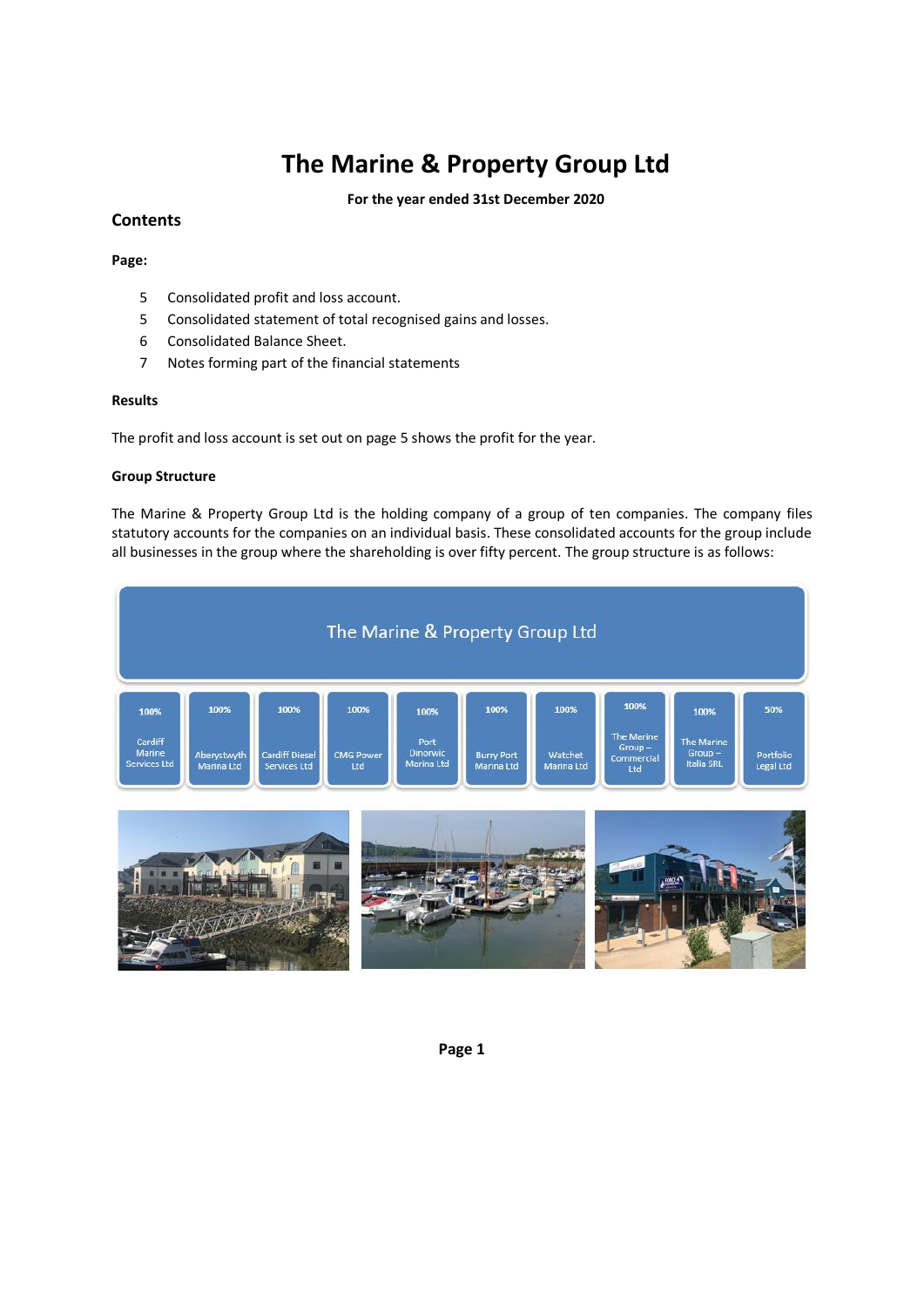# The Marine & Property Group Ltd

**For the year ended 31st December 2020**

## Contents

**Page:**

5 Consolidated profit and loss account.
5 Consolidated statement of total recognised gains and losses.
6 Consolidated Balance Sheet.
7 Notes forming part of the financial statements

**Results**

The profit and loss account is set out on page 5 shows the profit for the year.

**Group Structure**

The Marine & Property Group Ltd is the holding company of a group of ten companies. The company files statutory accounts for the companies on an individual basis. These consolidated accounts for the group include all businesses in the group where the shareholding is over fifty percent. The group structure is as follows:

The Marine & Property Group Ltd

| 100% | 100% | 100% | 100% | 100% | 100% | 100% | 100% | 100% | 50% |
|---|---|---|---|---|---|---|---|---|---|
| Cardiff Marine Services Ltd | Aberystwyth Marina Ltd | Cardiff Diesel Services Ltd | CMG Power Ltd | Port Dinorwic Marina Ltd | Burry Port Marina Ltd | Watchet Marina Ltd | The Marine Group – Commercial Ltd | The Marine Group – Italia SRL | Portfolio Legal Ltd |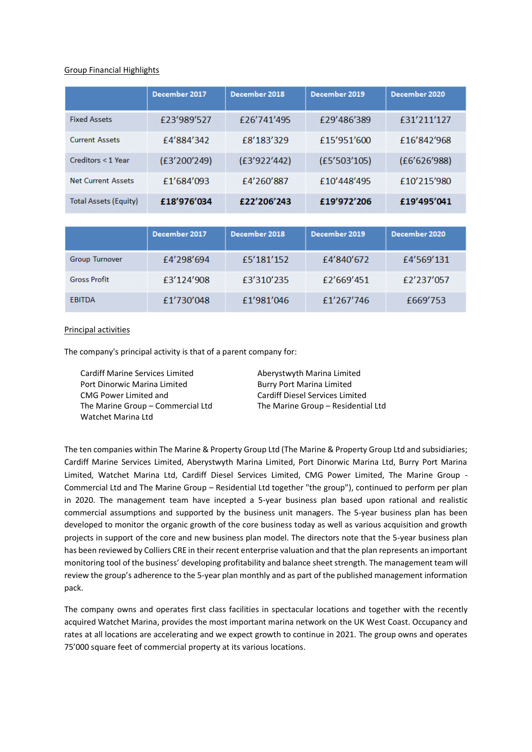Group Financial Highlights

|  | December 2017 | December 2018 | December 2019 | December 2020 |
|---|---|---|---|---|
| Fixed Assets | £23’989’527 | £26’741’495 | £29’486’389 | £31’211’127 |
| Current Assets | £4’884’342 | £8’183’329 | £15’951’600 | £16’842’968 |
| Creditors < 1 Year | (£3’200’249) | (£3’922’442) | (£5’503’105) | (£6’626’988) |
| Net Current Assets | £1’684’093 | £4’260’887 | £10’448’495 | £10’215’980 |
| Total Assets (Equity) | **£18’976’034** | **£22’206’243** | **£19’972’206** | **£19’495’041** |

|  | December 2017 | December 2018 | December 2019 | December 2020 |
|---|---|---|---|---|
| Group Turnover | £4’298’694 | £5’181’152 | £4’840’672 | £4’569’131 |
| Gross Profit | £3’124’908 | £3’310’235 | £2’669’451 | £2’237’057 |
| EBITDA | £1’730’048 | £1’981’046 | £1’267’746 | £669’753 |

Principal activities

The company's principal activity is that of a parent company for:

Cardiff Marine Services Limited
Port Dinorwic Marina Limited
CMG Power Limited and
The Marine Group – Commercial Ltd
Watchet Marina Ltd
Aberystwyth Marina Limited
Burry Port Marina Limited
Cardiff Diesel Services Limited
The Marine Group – Residential Ltd

The ten companies within The Marine & Property Group Ltd (The Marine & Property Group Ltd and subsidiaries; Cardiff Marine Services Limited, Aberystwyth Marina Limited, Port Dinorwic Marina Ltd, Burry Port Marina Limited, Watchet Marina Ltd, Cardiff Diesel Services Limited, CMG Power Limited, The Marine Group - Commercial Ltd and The Marine Group – Residential Ltd together "the group"), continued to perform per plan in 2020. The management team have incepted a 5-year business plan based upon rational and realistic commercial assumptions and supported by the business unit managers. The 5-year business plan has been developed to monitor the organic growth of the core business today as well as various acquisition and growth projects in support of the core and new business plan model. The directors note that the 5-year business plan has been reviewed by Colliers CRE in their recent enterprise valuation and that the plan represents an important monitoring tool of the business’ developing profitability and balance sheet strength. The management team will review the group’s adherence to the 5-year plan monthly and as part of the published management information pack.

The company owns and operates first class facilities in spectacular locations and together with the recently acquired Watchet Marina, provides the most important marina network on the UK West Coast. Occupancy and rates at all locations are accelerating and we expect growth to continue in 2021. The group owns and operates 75’000 square feet of commercial property at its various locations.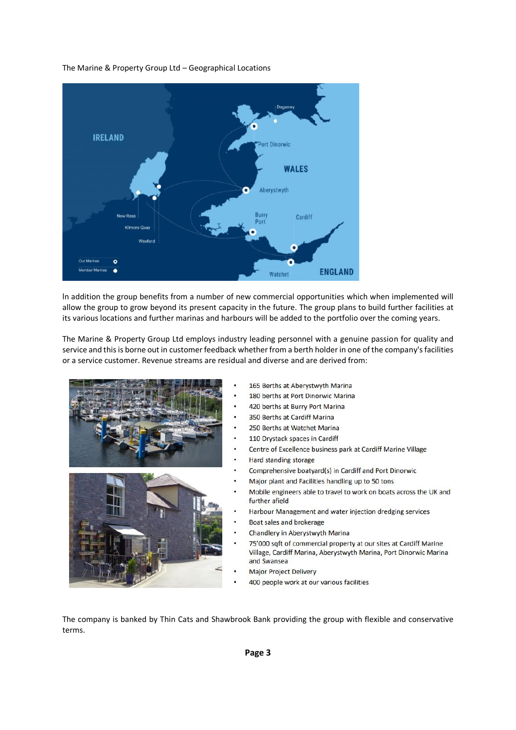The Marine & Property Group Ltd – Geographical Locations

In addition the group benefits from a number of new commercial opportunities which when implemented will allow the group to grow beyond its present capacity in the future. The group plans to build further facilities at its various locations and further marinas and harbours will be added to the portfolio over the coming years.

The Marine & Property Group Ltd employs industry leading personnel with a genuine passion for quality and service and this is borne out in customer feedback whether from a berth holder in one of the company's facilities or a service customer. Revenue streams are residual and diverse and are derived from:

- 165 Berths at Aberystwyth Marina
- 180 berths at Port Dinorwic Marina
- 420 berths at Burry Port Marina
- 350 Berths at Cardiff Marina
- 250 Berths at Watchet Marina
- 110 Drystack spaces in Cardiff
- Centre of Excellence business park at Cardiff Marine Village
- Hard standing storage
- Comprehensive boatyard(s) in Cardiff and Port Dinorwic
- Major plant and Facilities handling up to 50 tons
- Mobile engineers able to travel to work on boats across the UK and further afield
- Harbour Management and water injection dredging services
- Boat sales and brokerage
- Chandlery in Aberystwyth Marina
- 75'000 sqft of commercial property at our sites at Cardiff Marine Village, Cardiff Marina, Aberystwyth Marina, Port Dinorwic Marina and Swansea
- Major Project Delivery
- 400 people work at our various facilities

The company is banked by Thin Cats and Shawbrook Bank providing the group with flexible and conservative terms.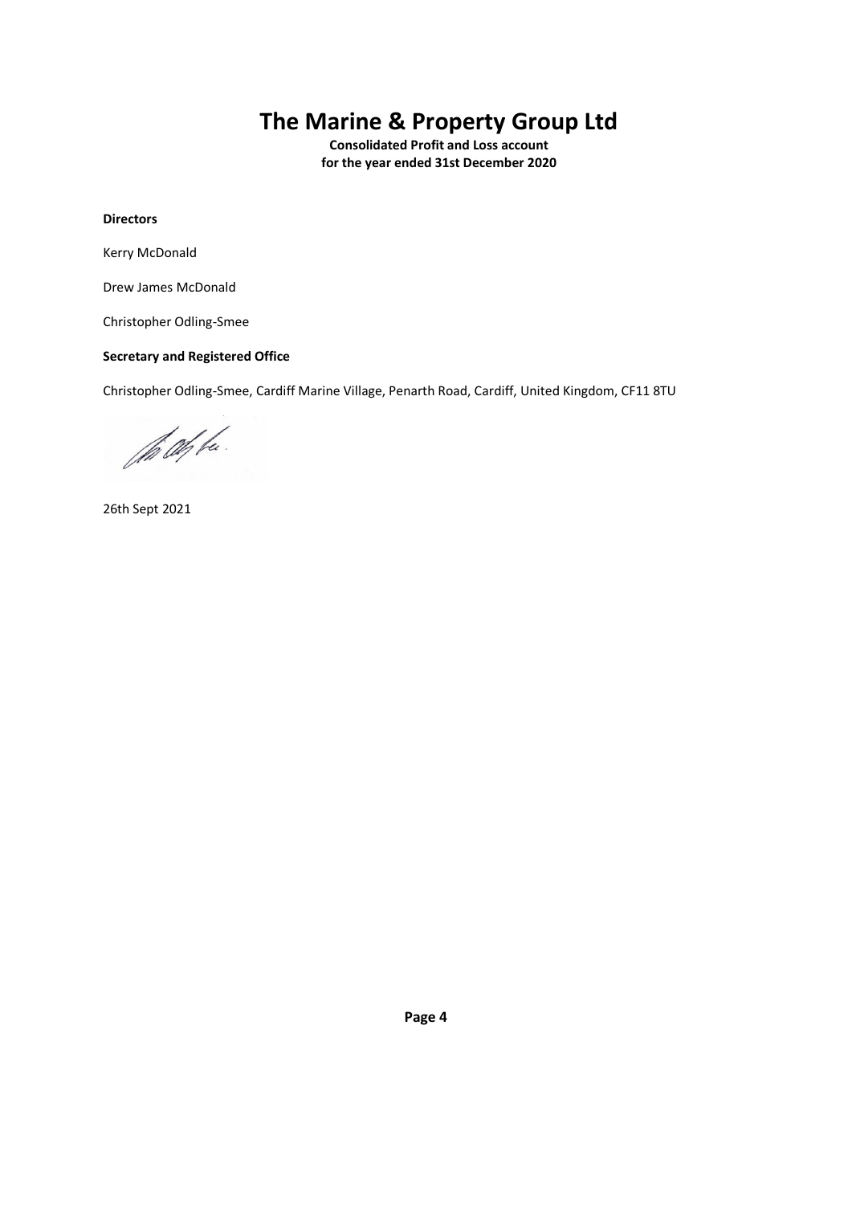# The Marine & Property Group Ltd

**Consolidated Profit and Loss account**
**for the year ended 31st December 2020**

**Directors**

Kerry McDonald

Drew James McDonald

Christopher Odling-Smee

**Secretary and Registered Office**

Christopher Odling-Smee, Cardiff Marine Village, Penarth Road, Cardiff, United Kingdom, CF11 8TU

26th Sept 2021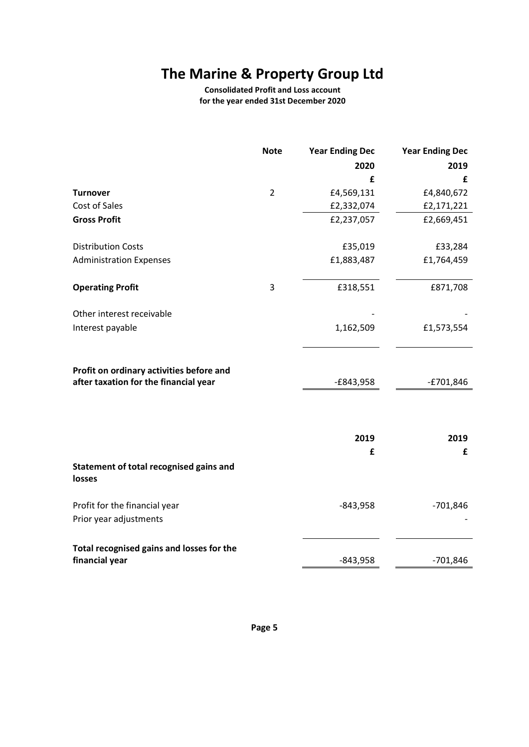# The Marine & Property Group Ltd

**Consolidated Profit and Loss account**
**for the year ended 31st December 2020**

| | Note | Year Ending Dec 2020 | Year Ending Dec 2019 |
|---|---|---|---|
| | | £ | £ |
| **Turnover** | 2 | £4,569,131 | £4,840,672 |
| Cost of Sales | | £2,332,074 | £2,171,221 |
| **Gross Profit** | | £2,237,057 | £2,669,451 |
| Distribution Costs | | £35,019 | £33,284 |
| Administration Expenses | | £1,883,487 | £1,764,459 |
| **Operating Profit** | 3 | £318,551 | £871,708 |
| Other interest receivable | | - | - |
| Interest payable | | 1,162,509 | £1,573,554 |
| **Profit on ordinary activities before and after taxation for the financial year** | | -£843,958 | -£701,846 |

| | 2019 | 2019 |
|---|---|---|
| | £ | £ |
| **Statement of total recognised gains and losses** | | |
| Profit for the financial year | -843,958 | -701,846 |
| Prior year adjustments | | - |
| **Total recognised gains and losses for the financial year** | -843,958 | -701,846 |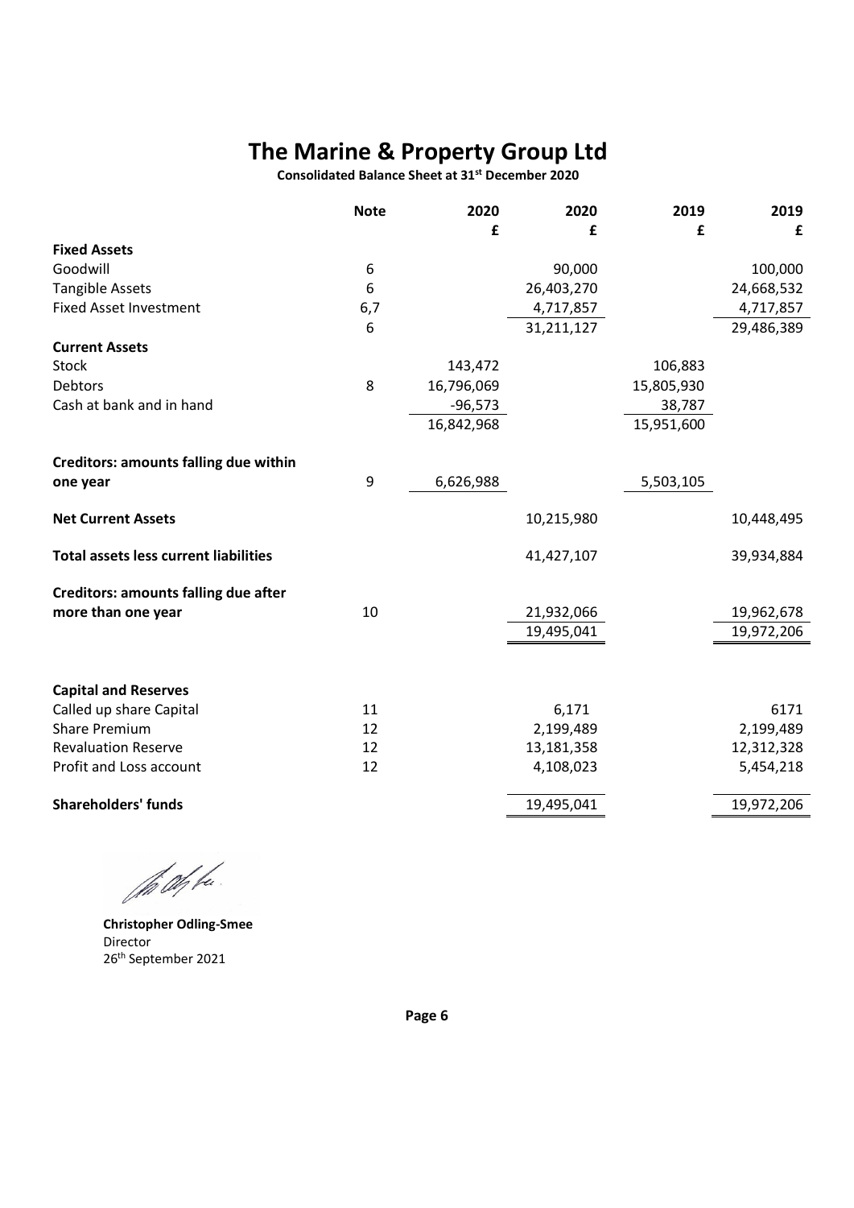# The Marine & Property Group Ltd

**Consolidated Balance Sheet at 31st December 2020**

| | Note | 2020 | 2020 | 2019 | 2019 |
|---|---|---|---|---|---|
| | | £ | £ | £ | £ |
| **Fixed Assets** | | | | | |
| Goodwill | 6 | | 90,000 | | 100,000 |
| Tangible Assets | 6 | | 26,403,270 | | 24,668,532 |
| Fixed Asset Investment | 6,7 | | 4,717,857 | | 4,717,857 |
| | 6 | | 31,211,127 | | 29,486,389 |
| **Current Assets** | | | | | |
| Stock | | 143,472 | | 106,883 | |
| Debtors | 8 | 16,796,069 | | 15,805,930 | |
| Cash at bank and in hand | | -96,573 | | 38,787 | |
| | | 16,842,968 | | 15,951,600 | |
| **Creditors: amounts falling due within one year** | 9 | 6,626,988 | | 5,503,105 | |
| **Net Current Assets** | | | 10,215,980 | | 10,448,495 |
| **Total assets less current liabilities** | | | 41,427,107 | | 39,934,884 |
| **Creditors: amounts falling due after more than one year** | 10 | | 21,932,066 | | 19,962,678 |
| | | | 19,495,041 | | 19,972,206 |
| **Capital and Reserves** | | | | | |
| Called up share Capital | 11 | | 6,171 | | 6171 |
| Share Premium | 12 | | 2,199,489 | | 2,199,489 |
| Revaluation Reserve | 12 | | 13,181,358 | | 12,312,328 |
| Profit and Loss account | 12 | | 4,108,023 | | 5,454,218 |
| **Shareholders' funds** | | | 19,495,041 | | 19,972,206 |

**Christopher Odling-Smee**
Director
26th September 2021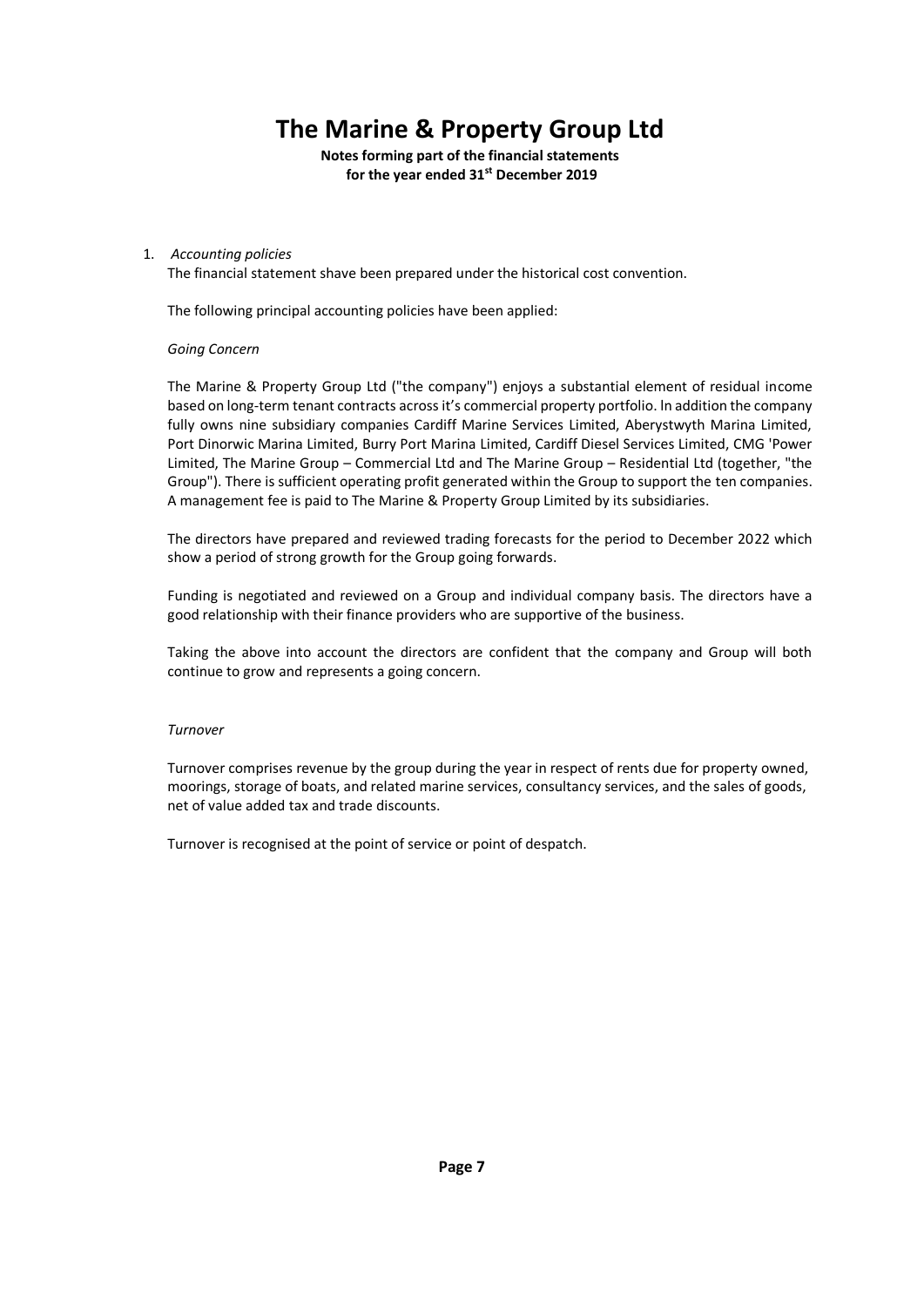# The Marine & Property Group Ltd

**Notes forming part of the financial statements**
**for the year ended 31st December 2019**

1. *Accounting policies*

The financial statement shave been prepared under the historical cost convention.

The following principal accounting policies have been applied:

*Going Concern*

The Marine & Property Group Ltd ("the company") enjoys a substantial element of residual income based on long-term tenant contracts across it's commercial property portfolio. ln addition the company fully owns nine subsidiary companies Cardiff Marine Services Limited, Aberystwyth Marina Limited, Port Dinorwic Marina Limited, Burry Port Marina Limited, Cardiff Diesel Services Limited, CMG 'Power Limited, The Marine Group – Commercial Ltd and The Marine Group – Residential Ltd (together, "the Group"). There is sufficient operating profit generated within the Group to support the ten companies. A management fee is paid to The Marine & Property Group Limited by its subsidiaries.

The directors have prepared and reviewed trading forecasts for the period to December 2022 which show a period of strong growth for the Group going forwards.

Funding is negotiated and reviewed on a Group and individual company basis. The directors have a good relationship with their finance providers who are supportive of the business.

Taking the above into account the directors are confident that the company and Group will both continue to grow and represents a going concern.

*Turnover*

Turnover comprises revenue by the group during the year in respect of rents due for property owned, moorings, storage of boats, and related marine services, consultancy services, and the sales of goods, net of value added tax and trade discounts.

Turnover is recognised at the point of service or point of despatch.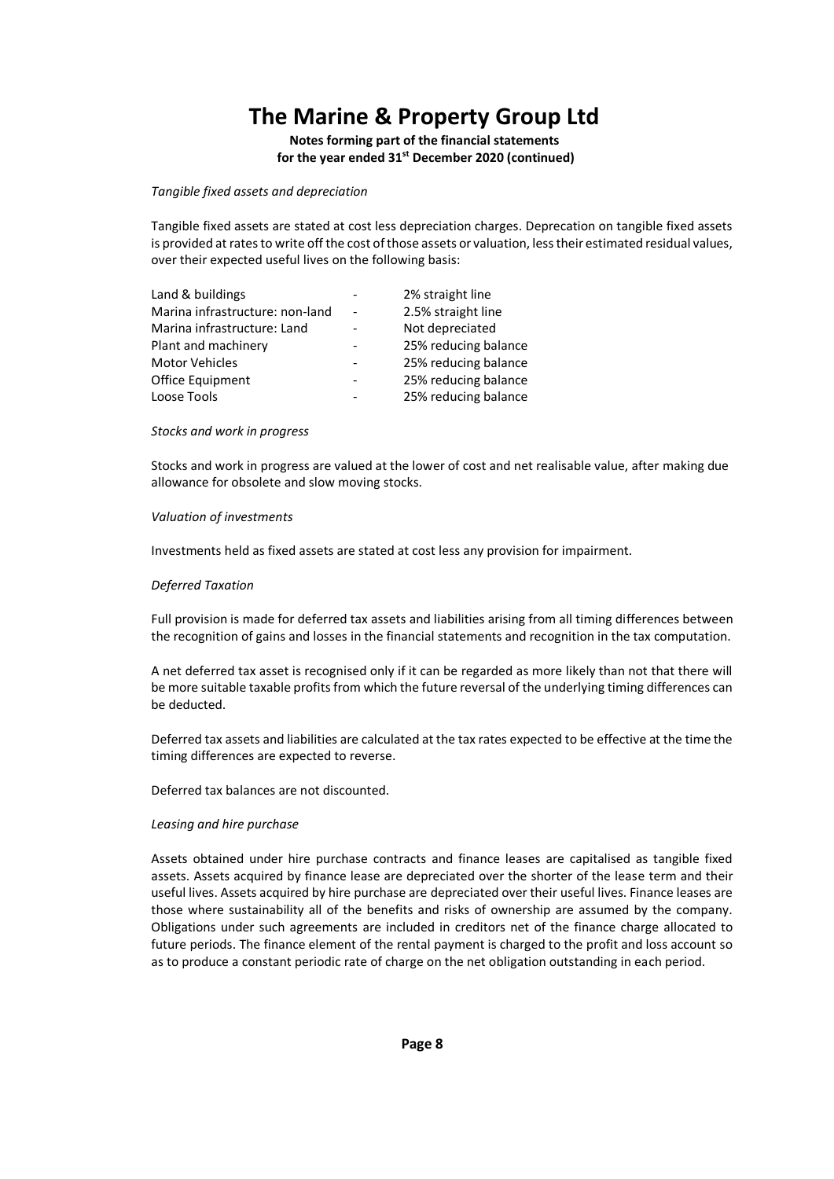# The Marine & Property Group Ltd

**Notes forming part of the financial statements for the year ended 31st December 2020 (continued)**

*Tangible fixed assets and depreciation*

Tangible fixed assets are stated at cost less depreciation charges. Deprecation on tangible fixed assets is provided at rates to write off the cost of those assets or valuation, less their estimated residual values, over their expected useful lives on the following basis:

| | | |
|---|---|---|
| Land & buildings | - | 2% straight line |
| Marina infrastructure: non-land | - | 2.5% straight line |
| Marina infrastructure: Land | - | Not depreciated |
| Plant and machinery | - | 25% reducing balance |
| Motor Vehicles | - | 25% reducing balance |
| Office Equipment | - | 25% reducing balance |
| Loose Tools | - | 25% reducing balance |

*Stocks and work in progress*

Stocks and work in progress are valued at the lower of cost and net realisable value, after making due allowance for obsolete and slow moving stocks.

*Valuation of investments*

Investments held as fixed assets are stated at cost less any provision for impairment.

*Deferred Taxation*

Full provision is made for deferred tax assets and liabilities arising from all timing differences between the recognition of gains and losses in the financial statements and recognition in the tax computation.

A net deferred tax asset is recognised only if it can be regarded as more likely than not that there will be more suitable taxable profits from which the future reversal of the underlying timing differences can be deducted.

Deferred tax assets and liabilities are calculated at the tax rates expected to be effective at the time the timing differences are expected to reverse.

Deferred tax balances are not discounted.

*Leasing and hire purchase*

Assets obtained under hire purchase contracts and finance leases are capitalised as tangible fixed assets. Assets acquired by finance lease are depreciated over the shorter of the lease term and their useful lives. Assets acquired by hire purchase are depreciated over their useful lives. Finance leases are those where sustainability all of the benefits and risks of ownership are assumed by the company. Obligations under such agreements are included in creditors net of the finance charge allocated to future periods. The finance element of the rental payment is charged to the profit and loss account so as to produce a constant periodic rate of charge on the net obligation outstanding in each period.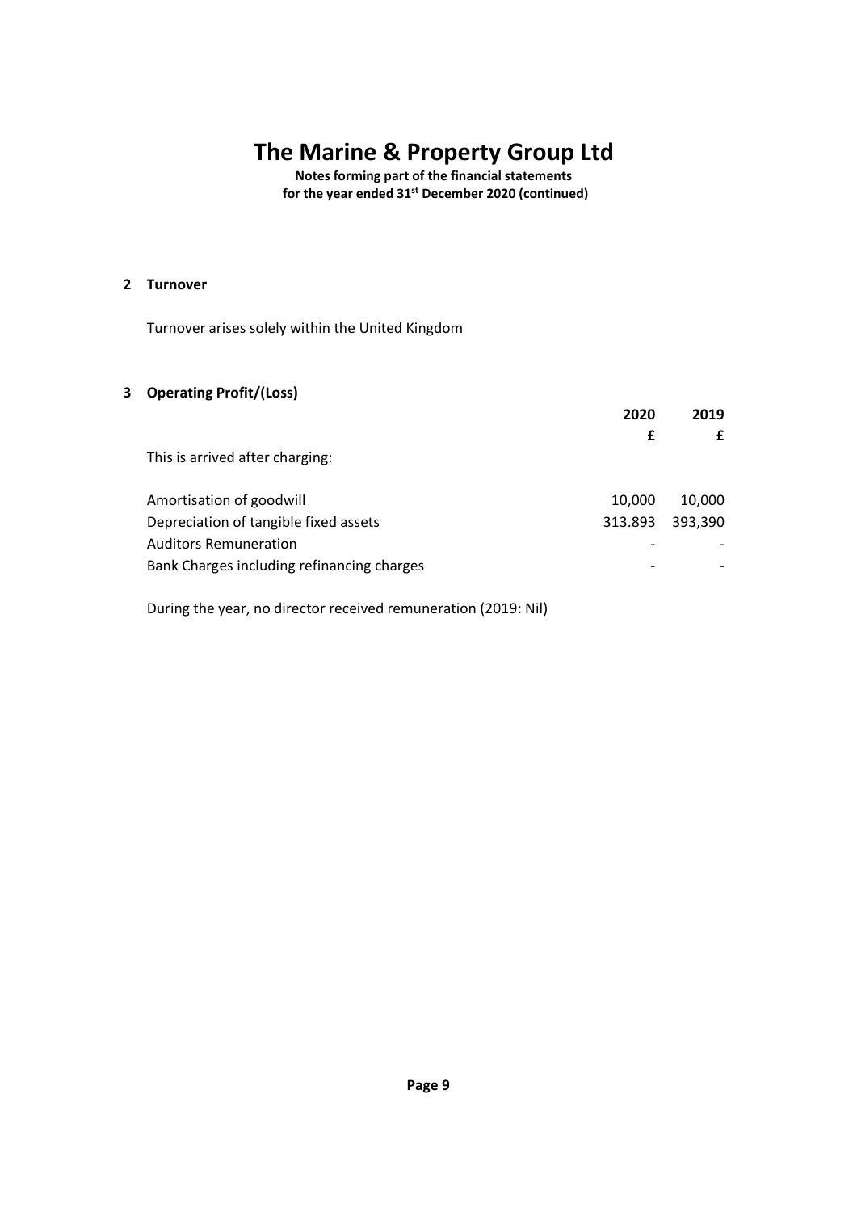# The Marine & Property Group Ltd

**Notes forming part of the financial statements**
**for the year ended 31st December 2020 (continued)**

## 2 Turnover

Turnover arises solely within the United Kingdom

## 3 Operating Profit/(Loss)

| | 2020 | 2019 |
|---|---|---|
| | £ | £ |
| This is arrived after charging: | | |
| Amortisation of goodwill | 10,000 | 10,000 |
| Depreciation of tangible fixed assets | 313.893 | 393,390 |
| Auditors Remuneration | - | - |
| Bank Charges including refinancing charges | - | - |

During the year, no director received remuneration (2019: Nil)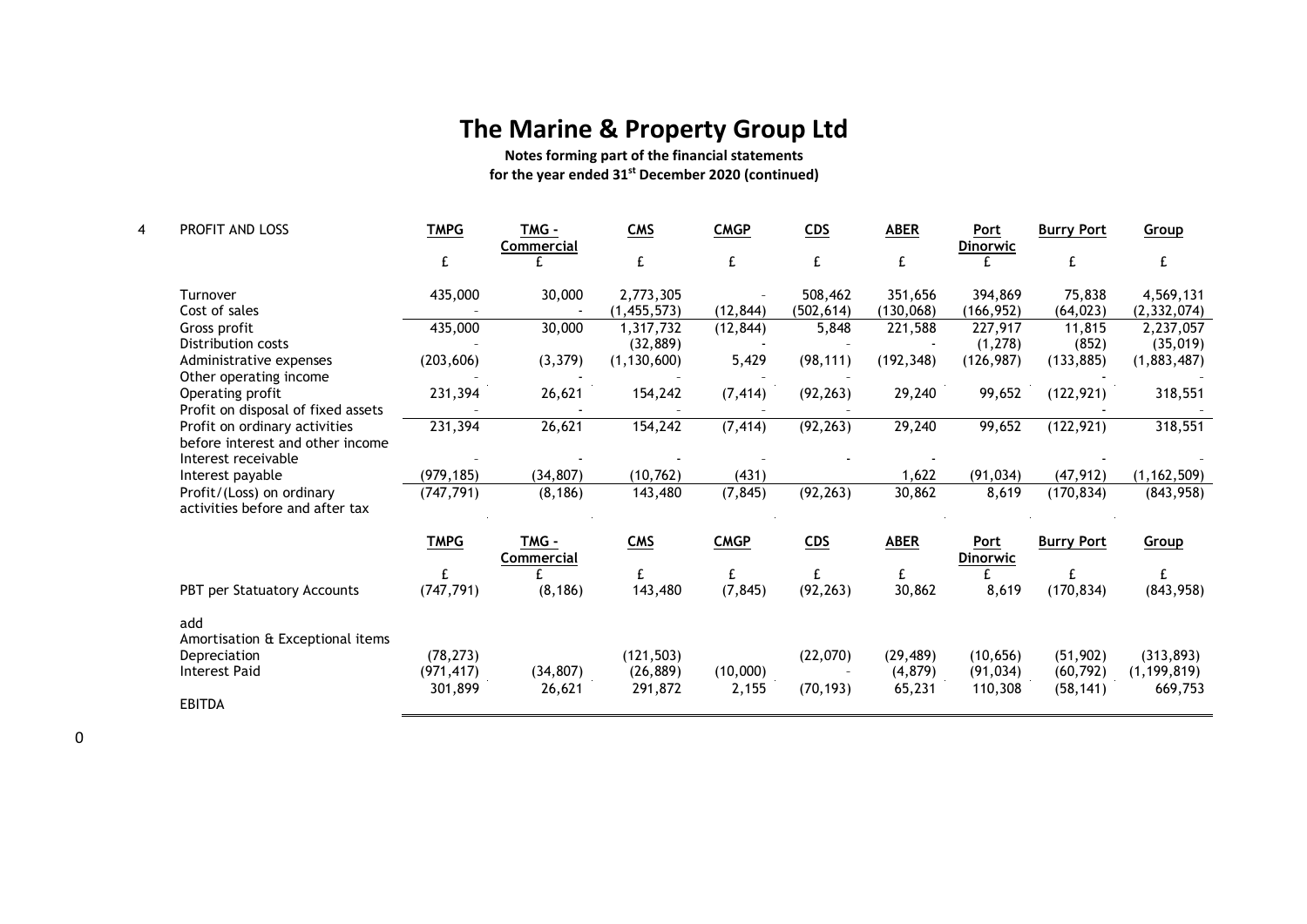# The Marine & Property Group Ltd

**Notes forming part of the financial statements**
**for the year ended 31st December 2020 (continued)**

4 PROFIT AND LOSS

| | TMPG | TMG - Commercial | CMS | CMGP | CDS | ABER | Port Dinorwic | Burry Port | Group |
|---|---|---|---|---|---|---|---|---|---|
| | £ | £ | £ | £ | £ | £ | £ | £ | £ |
| Turnover | 435,000 | 30,000 | 2,773,305 | - | 508,462 | 351,656 | 394,869 | 75,838 | 4,569,131 |
| Cost of sales | - | - | (1,455,573) | (12,844) | (502,614) | (130,068) | (166,952) | (64,023) | (2,332,074) |
| Gross profit | 435,000 | 30,000 | 1,317,732 | (12,844) | 5,848 | 221,588 | 227,917 | 11,815 | 2,237,057 |
| Distribution costs | - | | (32,889) | - | - | - | (1,278) | (852) | (35,019) |
| Administrative expenses | (203,606) | (3,379) | (1,130,600) | 5,429 | (98,111) | (192,348) | (126,987) | (133,885) | (1,883,487) |
| Other operating income | - | - | - | - | - | | | - | - |
| Operating profit | 231,394 | 26,621 | 154,242 | (7,414) | (92,263) | 29,240 | 99,652 | (122,921) | 318,551 |
| Profit on disposal of fixed assets | - | - | - | - | - | | | - | - |
| Profit on ordinary activities before interest and other income | 231,394 | 26,621 | 154,242 | (7,414) | (92,263) | 29,240 | 99,652 | (122,921) | 318,551 |
| Interest receivable | - | - | - | - | - | - | | - | - |
| Interest payable | (979,185) | (34,807) | (10,762) | (431) | | 1,622 | (91,034) | (47,912) | (1,162,509) |
| Profit/(Loss) on ordinary activities before and after tax | (747,791) | (8,186) | 143,480 | (7,845) | (92,263) | 30,862 | 8,619 | (170,834) | (843,958) |

| | TMPG | TMG - Commercial | CMS | CMGP | CDS | ABER | Port Dinorwic | Burry Port | Group |
|---|---|---|---|---|---|---|---|---|---|
| | £ | £ | £ | £ | £ | £ | £ | £ | £ |
| PBT per Statuatory Accounts | (747,791) | (8,186) | 143,480 | (7,845) | (92,263) | 30,862 | 8,619 | (170,834) | (843,958) |
| add | | | | | | | | | |
| Amortisation & Exceptional items | | | | | | | | | |
| Depreciation | (78,273) | | (121,503) | | (22,070) | (29,489) | (10,656) | (51,902) | (313,893) |
| Interest Paid | (971,417) | (34,807) | (26,889) | (10,000) | - | (4,879) | (91,034) | (60,792) | (1,199,819) |
| | 301,899 | 26,621 | 291,872 | 2,155 | (70,193) | 65,231 | 110,308 | (58,141) | 669,753 |
| EBITDA | | | | | | | | | |

0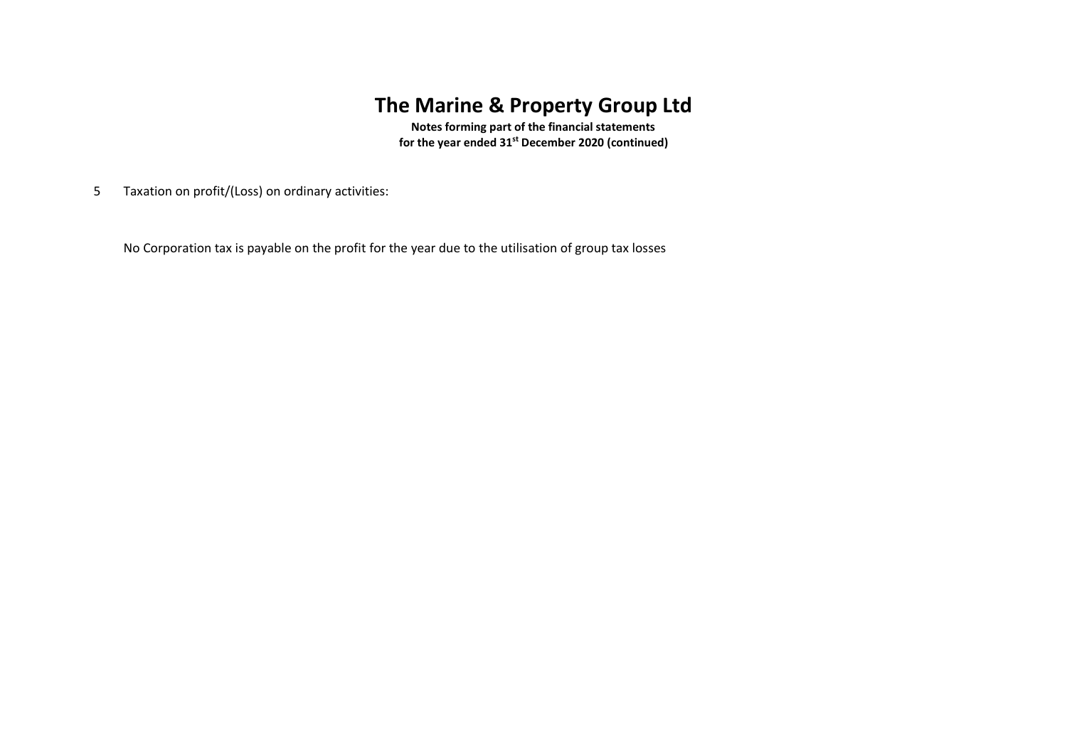# The Marine & Property Group Ltd

**Notes forming part of the financial statements**
**for the year ended 31st December 2020 (continued)**

5 Taxation on profit/(Loss) on ordinary activities:

No Corporation tax is payable on the profit for the year due to the utilisation of group tax losses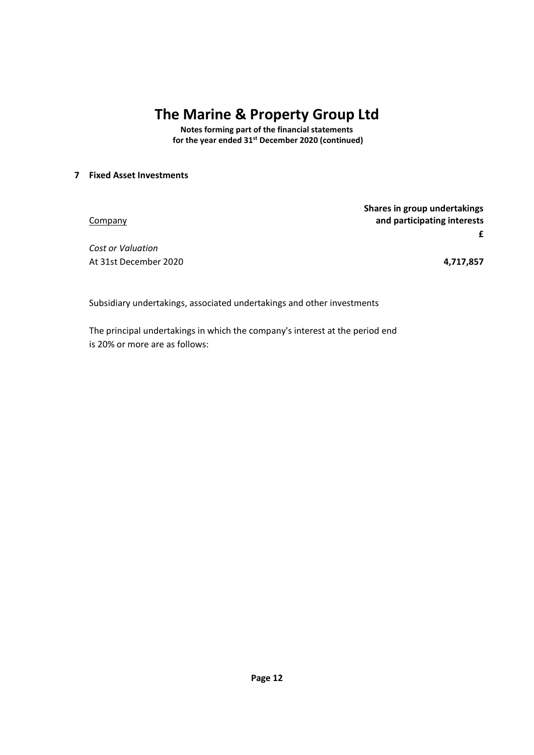# The Marine & Property Group Ltd

**Notes forming part of the financial statements for the year ended 31st December 2020 (continued)**

## 7 Fixed Asset Investments

| Company | Shares in group undertakings and participating interests |
|---|---|
| | **£** |
| *Cost or Valuation* | |
| At 31st December 2020 | **4,717,857** |

Subsidiary undertakings, associated undertakings and other investments

The principal undertakings in which the company's interest at the period end is 20% or more are as follows: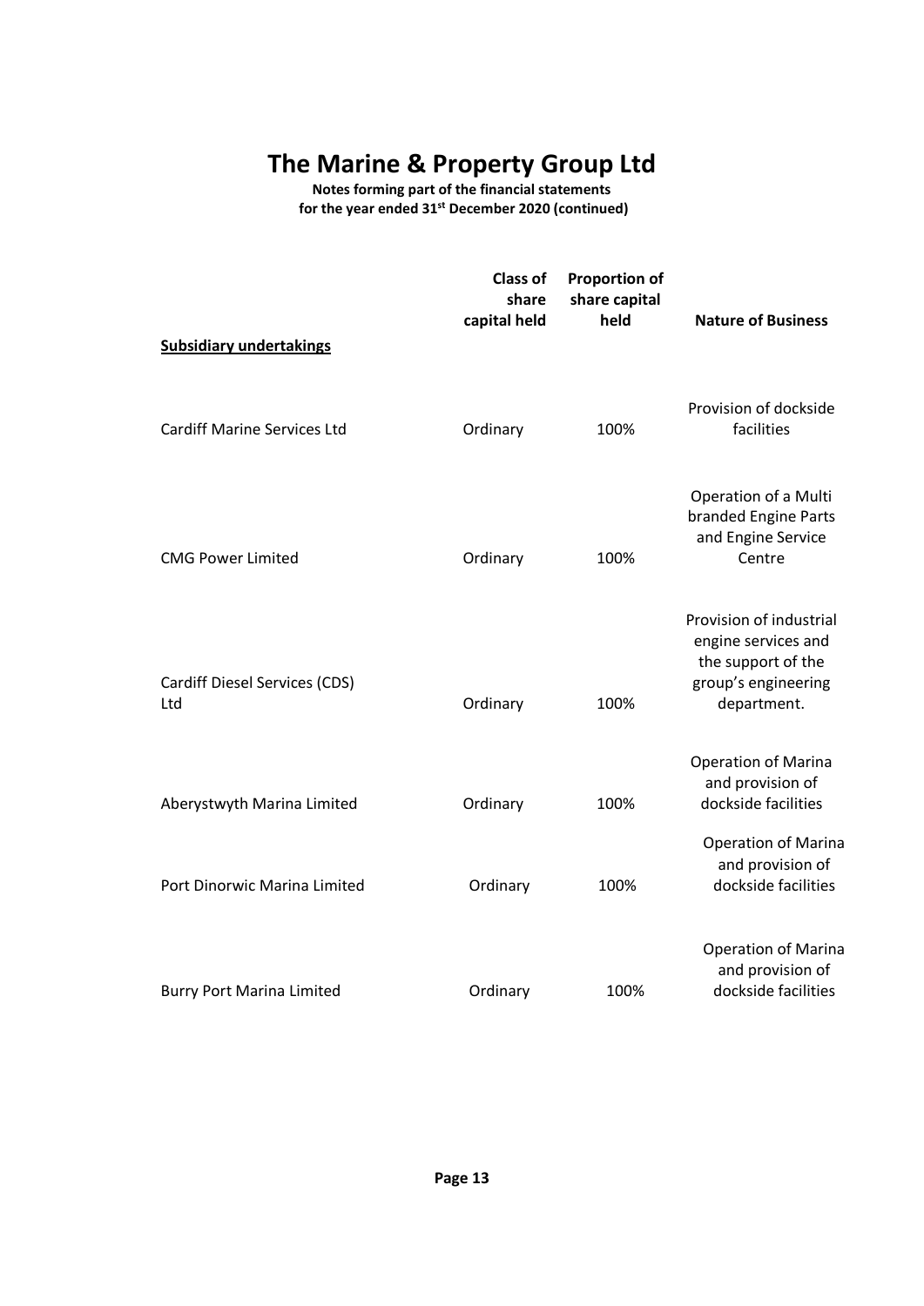# The Marine & Property Group Ltd

**Notes forming part of the financial statements for the year ended 31st December 2020 (continued)**

| Subsidiary undertakings | Class of share capital held | Proportion of share capital held | Nature of Business |
|---|---|---|---|
| Cardiff Marine Services Ltd | Ordinary | 100% | Provision of dockside facilities |
| CMG Power Limited | Ordinary | 100% | Operation of a Multi branded Engine Parts and Engine Service Centre |
| Cardiff Diesel Services (CDS) Ltd | Ordinary | 100% | Provision of industrial engine services and the support of the group's engineering department. |
| Aberystwyth Marina Limited | Ordinary | 100% | Operation of Marina and provision of dockside facilities |
| Port Dinorwic Marina Limited | Ordinary | 100% | Operation of Marina and provision of dockside facilities |
| Burry Port Marina Limited | Ordinary | 100% | Operation of Marina and provision of dockside facilities |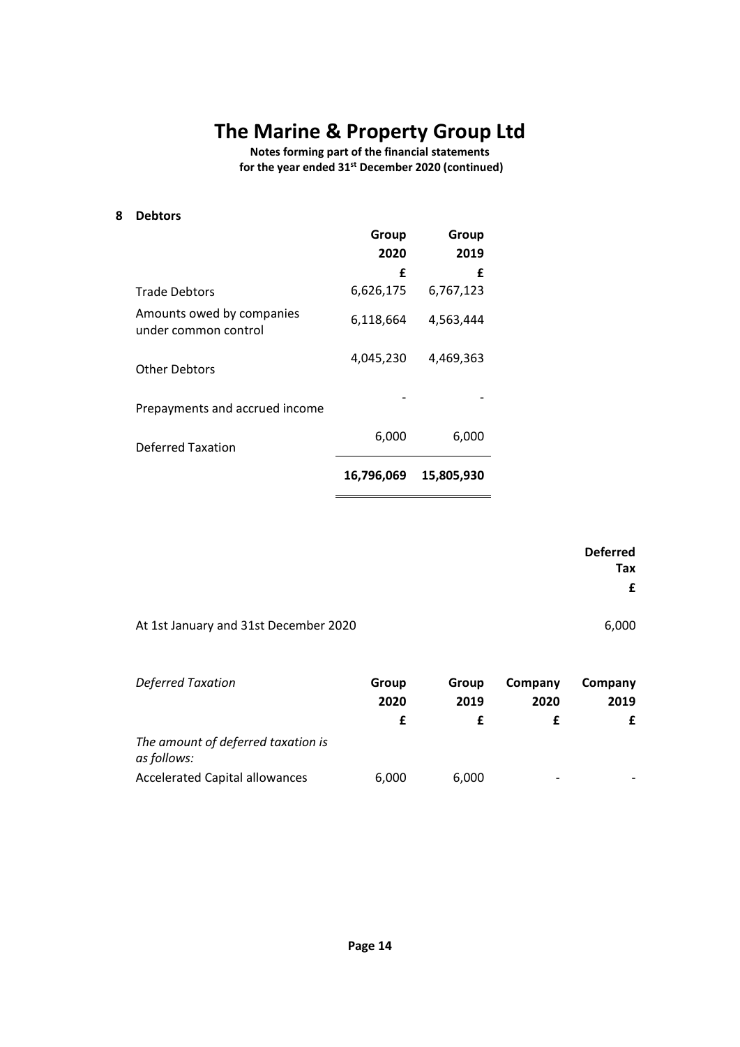# The Marine & Property Group Ltd

**Notes forming part of the financial statements**
**for the year ended 31st December 2020 (continued)**

## 8 Debtors

| | Group 2020 | Group 2019 |
|---|---|---|
| | £ | £ |
| Trade Debtors | 6,626,175 | 6,767,123 |
| Amounts owed by companies under common control | 6,118,664 | 4,563,444 |
| Other Debtors | 4,045,230 | 4,469,363 |
| Prepayments and accrued income | - | - |
| Deferred Taxation | 6,000 | 6,000 |
| | **16,796,069** | **15,805,930** |

| | Deferred Tax |
|---|---|
| | £ |
| At 1st January and 31st December 2020 | 6,000 |

| *Deferred Taxation* | Group 2020 | Group 2019 | Company 2020 | Company 2019 |
|---|---|---|---|---|
| | £ | £ | £ | £ |
| *The amount of deferred taxation is as follows:* | | | | |
| Accelerated Capital allowances | 6,000 | 6,000 | - | - |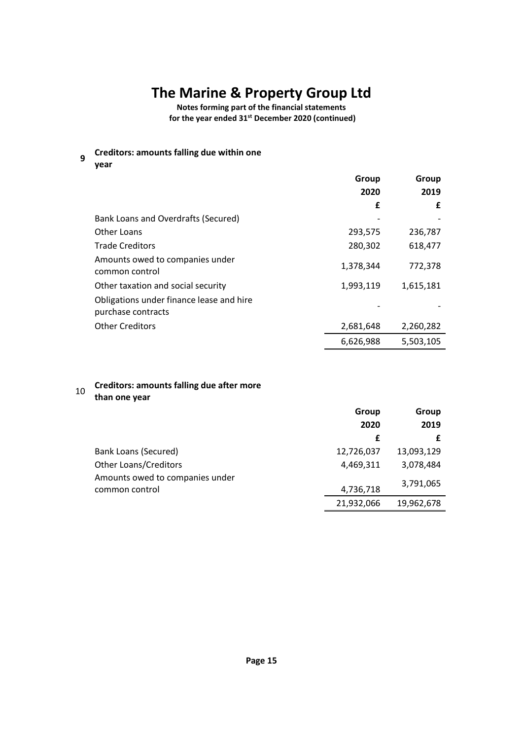# The Marine & Property Group Ltd

**Notes forming part of the financial statements**
**for the year ended 31st December 2020 (continued)**

## 9 Creditors: amounts falling due within one year

| | Group 2020 £ | Group 2019 £ |
|---|---|---|
| Bank Loans and Overdrafts (Secured) | - | - |
| Other Loans | 293,575 | 236,787 |
| Trade Creditors | 280,302 | 618,477 |
| Amounts owed to companies under common control | 1,378,344 | 772,378 |
| Other taxation and social security | 1,993,119 | 1,615,181 |
| Obligations under finance lease and hire purchase contracts | - | - |
| Other Creditors | 2,681,648 | 2,260,282 |
| | 6,626,988 | 5,503,105 |

## 10 Creditors: amounts falling due after more than one year

| | Group 2020 £ | Group 2019 £ |
|---|---|---|
| Bank Loans (Secured) | 12,726,037 | 13,093,129 |
| Other Loans/Creditors | 4,469,311 | 3,078,484 |
| Amounts owed to companies under common control | 4,736,718 | 3,791,065 |
| | 21,932,066 | 19,962,678 |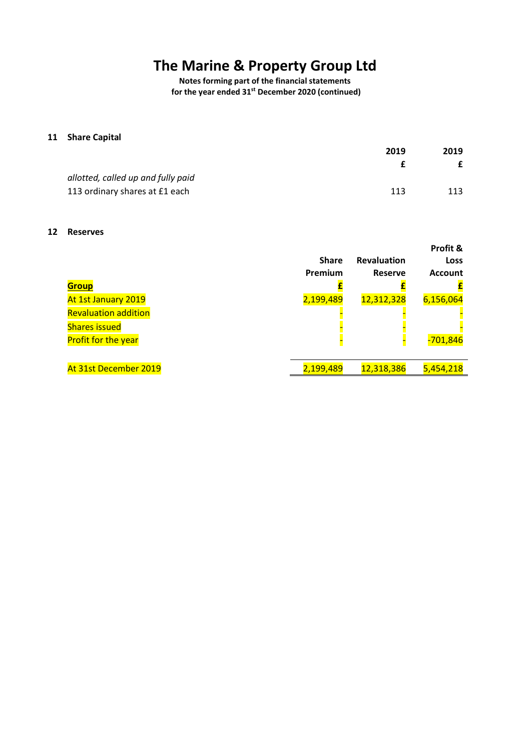# The Marine & Property Group Ltd

**Notes forming part of the financial statements**
**for the year ended 31st December 2020 (continued)**

**11 Share Capital**

| | 2019 | 2019 |
|---|---|---|
| | £ | £ |
| *allotted, called up and fully paid* | | |
| 113 ordinary shares at £1 each | 113 | 113 |

**12 Reserves**

| | Share Premium | Revaluation Reserve | Profit & Loss Account |
|---|---|---|---|
| **Group** | **£** | **£** | **£** |
| At 1st January 2019 | 2,199,489 | 12,312,328 | 6,156,064 |
| Revaluation addition | - | - | - |
| Shares issued | - | - | - |
| Profit for the year | - | - | -701,846 |
| At 31st December 2019 | 2,199,489 | 12,318,386 | 5,454,218 |